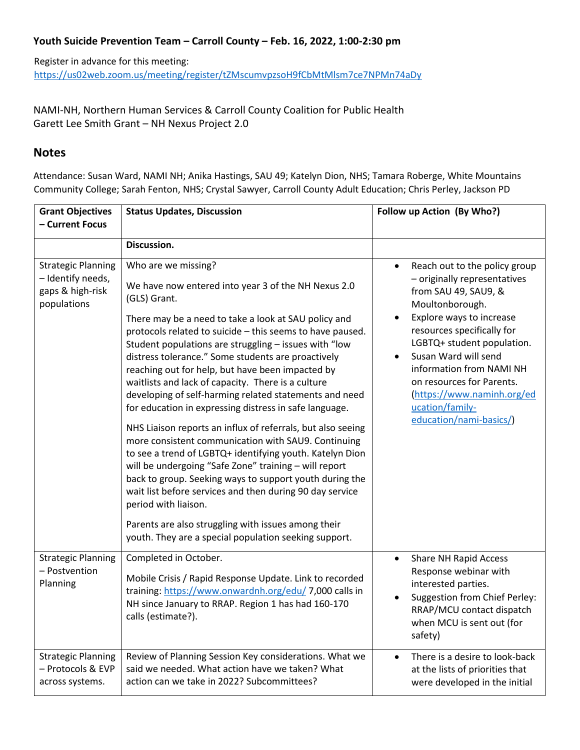**Youth Suicide Prevention Team – Carroll County – Feb. 16, 2022, 1:00-2:30 pm**

Register in advance for this meeting:
https://us02web.zoom.us/meeting/register/tZMscumvpzsoH9fCbMtMlsm7ce7NPMn74aDy

NAMI-NH, Northern Human Services & Carroll County Coalition for Public Health
Garett Lee Smith Grant – NH Nexus Project 2.0

## Notes

Attendance: Susan Ward, NAMI NH; Anika Hastings, SAU 49; Katelyn Dion, NHS; Tamara Roberge, White Mountains Community College; Sarah Fenton, NHS; Crystal Sawyer, Carroll County Adult Education; Chris Perley, Jackson PD

| Grant Objectives – Current Focus | Status Updates, Discussion | Follow up Action (By Who?) |
|---|---|---|
| | **Discussion.** | |
| Strategic Planning – Identify needs, gaps & high-risk populations | Who are we missing?<br><br>We have now entered into year 3 of the NH Nexus 2.0 (GLS) Grant.<br><br>There may be a need to take a look at SAU policy and protocols related to suicide – this seems to have paused. Student populations are struggling – issues with "low distress tolerance." Some students are proactively reaching out for help, but have been impacted by waitlists and lack of capacity. There is a culture developing of self-harming related statements and need for education in expressing distress in safe language.<br><br>NHS Liaison reports an influx of referrals, but also seeing more consistent communication with SAU9. Continuing to see a trend of LGBTQ+ identifying youth. Katelyn Dion will be undergoing "Safe Zone" training – will report back to group. Seeking ways to support youth during the wait list before services and then during 90 day service period with liaison.<br><br>Parents are also struggling with issues among their youth. They are a special population seeking support. | • Reach out to the policy group – originally representatives from SAU 49, SAU9, & Moultonborough.<br>• Explore ways to increase resources specifically for LGBTQ+ student population.<br>• Susan Ward will send information from NAMI NH on resources for Parents. (https://www.naminh.org/education/family-education/nami-basics/) |
| Strategic Planning – Postvention Planning | Completed in October.<br><br>Mobile Crisis / Rapid Response Update. Link to recorded training: https://www.onwardnh.org/edu/ 7,000 calls in NH since January to RRAP. Region 1 has had 160-170 calls (estimate?). | • Share NH Rapid Access Response webinar with interested parties.<br>• Suggestion from Chief Perley: RRAP/MCU contact dispatch when MCU is sent out (for safety) |
| Strategic Planning – Protocols & EVP across systems. | Review of Planning Session Key considerations. What we said we needed. What action have we taken? What action can we take in 2022? Subcommittees? | • There is a desire to look-back at the lists of priorities that were developed in the initial |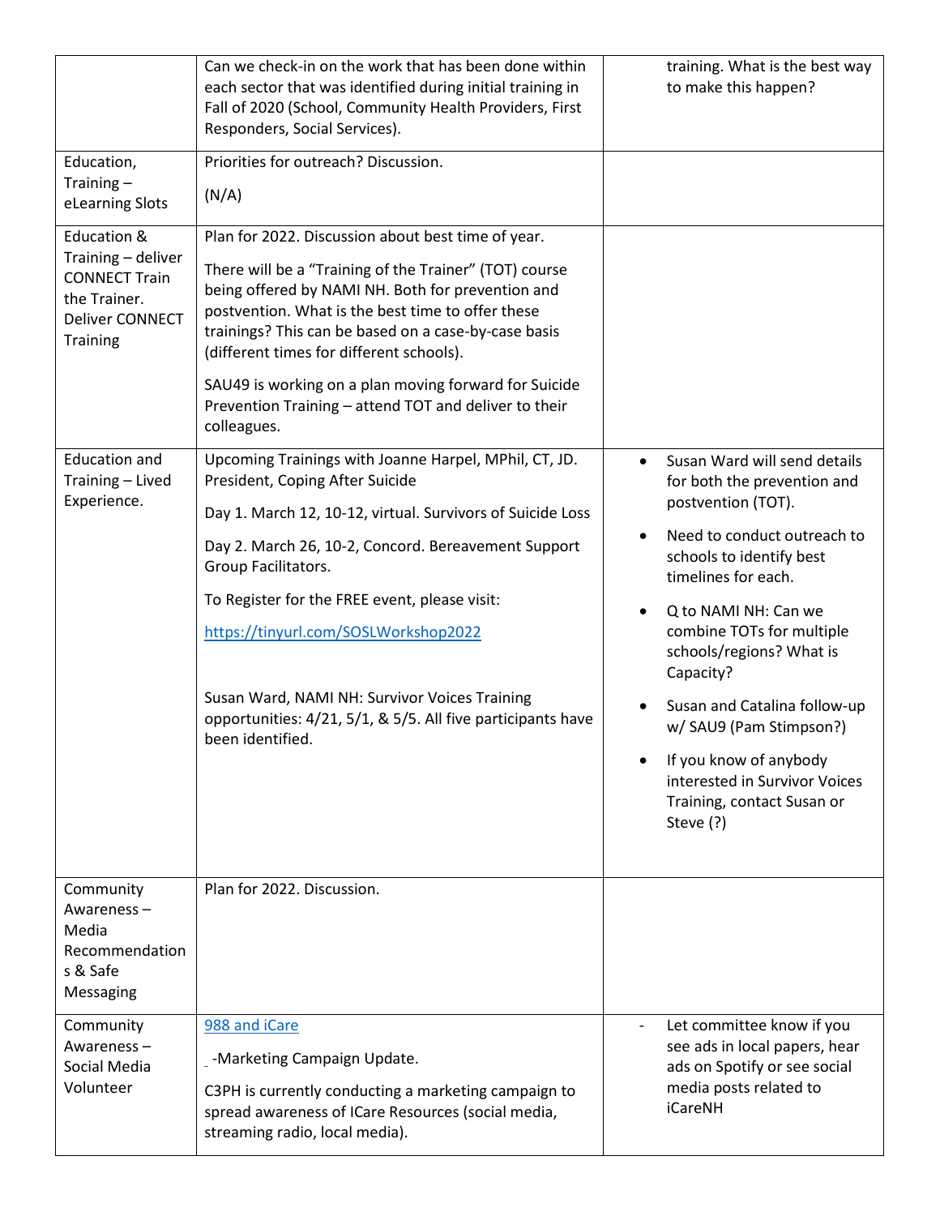| | | |
|---|---|---|
| | Can we check-in on the work that has been done within each sector that was identified during initial training in Fall of 2020 (School, Community Health Providers, First Responders, Social Services). | training. What is the best way to make this happen? |
| Education, Training – eLearning Slots | Priorities for outreach? Discussion.<br><br>(N/A) | |
| Education & Training – deliver CONNECT Train the Trainer. Deliver CONNECT Training | Plan for 2022. Discussion about best time of year.<br><br>There will be a "Training of the Trainer" (TOT) course being offered by NAMI NH. Both for prevention and postvention. What is the best time to offer these trainings? This can be based on a case-by-case basis (different times for different schools).<br><br>SAU49 is working on a plan moving forward for Suicide Prevention Training – attend TOT and deliver to their colleagues. | |
| Education and Training – Lived Experience. | Upcoming Trainings with Joanne Harpel, MPhil, CT, JD. President, Coping After Suicide<br><br>Day 1. March 12, 10-12, virtual. Survivors of Suicide Loss<br><br>Day 2. March 26, 10-2, Concord. Bereavement Support Group Facilitators.<br><br>To Register for the FREE event, please visit:<br><br>https://tinyurl.com/SOSLWorkshop2022<br><br>Susan Ward, NAMI NH: Survivor Voices Training opportunities: 4/21, 5/1, & 5/5. All five participants have been identified. | • Susan Ward will send details for both the prevention and postvention (TOT).<br>• Need to conduct outreach to schools to identify best timelines for each.<br>• Q to NAMI NH: Can we combine TOTs for multiple schools/regions? What is Capacity?<br>• Susan and Catalina follow-up w/ SAU9 (Pam Stimpson?)<br>• If you know of anybody interested in Survivor Voices Training, contact Susan or Steve (?) |
| Community Awareness – Media Recommendations & Safe Messaging | Plan for 2022. Discussion. | |
| Community Awareness – Social Media Volunteer | 988 and iCare<br><br>-Marketing Campaign Update.<br><br>C3PH is currently conducting a marketing campaign to spread awareness of ICare Resources (social media, streaming radio, local media). | - Let committee know if you see ads in local papers, hear ads on Spotify or see social media posts related to iCareNH |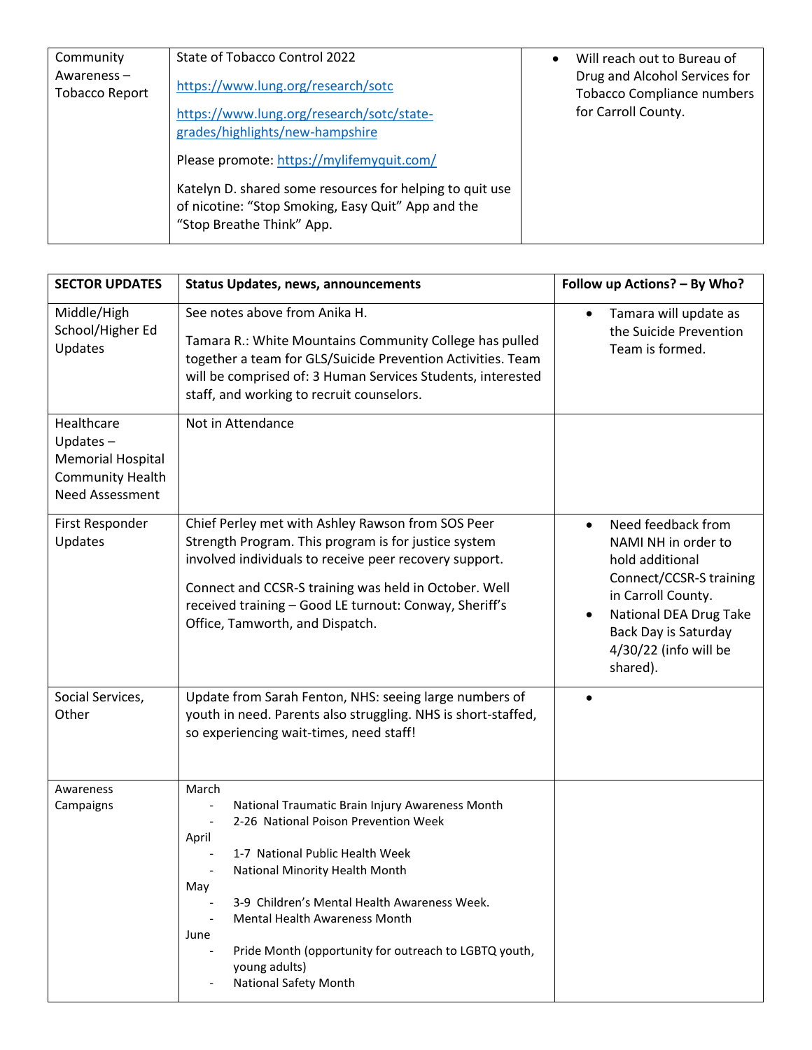| Community Awareness – Tobacco Report | State of Tobacco Control 2022<br><br>https://www.lung.org/research/sotc<br><br>https://www.lung.org/research/sotc/state-grades/highlights/new-hampshire<br><br>Please promote: https://mylifemyquit.com/<br><br>Katelyn D. shared some resources for helping to quit use of nicotine: "Stop Smoking, Easy Quit" App and the "Stop Breathe Think" App. | • Will reach out to Bureau of Drug and Alcohol Services for Tobacco Compliance numbers for Carroll County. |
|---|---|---|

| SECTOR UPDATES | Status Updates, news, announcements | Follow up Actions? – By Who? |
|---|---|---|
| Middle/High School/Higher Ed Updates | See notes above from Anika H.<br><br>Tamara R.: White Mountains Community College has pulled together a team for GLS/Suicide Prevention Activities. Team will be comprised of: 3 Human Services Students, interested staff, and working to recruit counselors. | • Tamara will update as the Suicide Prevention Team is formed. |
| Healthcare Updates – Memorial Hospital Community Health Need Assessment | Not in Attendance | |
| First Responder Updates | Chief Perley met with Ashley Rawson from SOS Peer Strength Program. This program is for justice system involved individuals to receive peer recovery support.<br><br>Connect and CCSR-S training was held in October. Well received training – Good LE turnout: Conway, Sheriff's Office, Tamworth, and Dispatch. | • Need feedback from NAMI NH in order to hold additional Connect/CCSR-S training in Carroll County.<br>• National DEA Drug Take Back Day is Saturday 4/30/22 (info will be shared). |
| Social Services, Other | Update from Sarah Fenton, NHS: seeing large numbers of youth in need. Parents also struggling. NHS is short-staffed, so experiencing wait-times, need staff! | • |
| Awareness Campaigns | March<br>- National Traumatic Brain Injury Awareness Month<br>- 2-26 National Poison Prevention Week<br>April<br>- 1-7 National Public Health Week<br>- National Minority Health Month<br>May<br>- 3-9 Children's Mental Health Awareness Week.<br>- Mental Health Awareness Month<br>June<br>- Pride Month (opportunity for outreach to LGBTQ youth, young adults)<br>- National Safety Month | |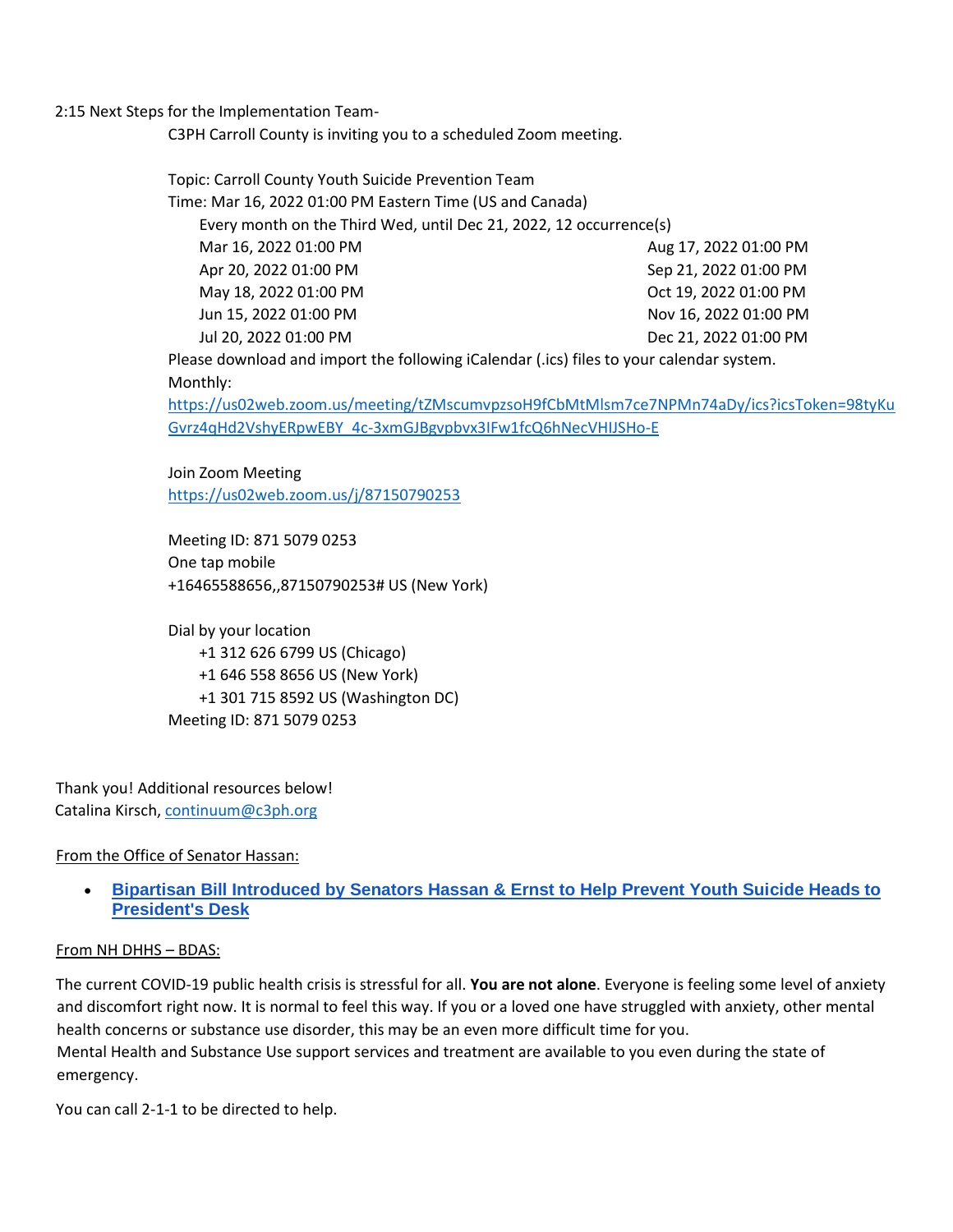2:15 Next Steps for the Implementation Team-

C3PH Carroll County is inviting you to a scheduled Zoom meeting.

Topic: Carroll County Youth Suicide Prevention Team
Time: Mar 16, 2022 01:00 PM Eastern Time (US and Canada)
Every month on the Third Wed, until Dec 21, 2022, 12 occurrence(s)

Mar 16, 2022 01:00 PM
Apr 20, 2022 01:00 PM
May 18, 2022 01:00 PM
Jun 15, 2022 01:00 PM
Jul 20, 2022 01:00 PM
Aug 17, 2022 01:00 PM
Sep 21, 2022 01:00 PM
Oct 19, 2022 01:00 PM
Nov 16, 2022 01:00 PM
Dec 21, 2022 01:00 PM

Please download and import the following iCalendar (.ics) files to your calendar system.
Monthly:
https://us02web.zoom.us/meeting/tZMscumvpzsoH9fCbMtMlsm7ce7NPMn74aDy/ics?icsToken=98tyKuGvrz4qHd2VshyERpwEBY_4c-3xmGJBgvpbvx3IFw1fcQ6hNecVHIJSHo-E

Join Zoom Meeting
https://us02web.zoom.us/j/87150790253

Meeting ID: 871 5079 0253
One tap mobile
+16465588656,,87150790253# US (New York)

Dial by your location
+1 312 626 6799 US (Chicago)
+1 646 558 8656 US (New York)
+1 301 715 8592 US (Washington DC)
Meeting ID: 871 5079 0253

Thank you! Additional resources below!
Catalina Kirsch, continuum@c3ph.org

From the Office of Senator Hassan:

- **Bipartisan Bill Introduced by Senators Hassan & Ernst to Help Prevent Youth Suicide Heads to President's Desk**

From NH DHHS – BDAS:

The current COVID-19 public health crisis is stressful for all. **You are not alone**. Everyone is feeling some level of anxiety and discomfort right now. It is normal to feel this way. If you or a loved one have struggled with anxiety, other mental health concerns or substance use disorder, this may be an even more difficult time for you.
Mental Health and Substance Use support services and treatment are available to you even during the state of emergency.

You can call 2-1-1 to be directed to help.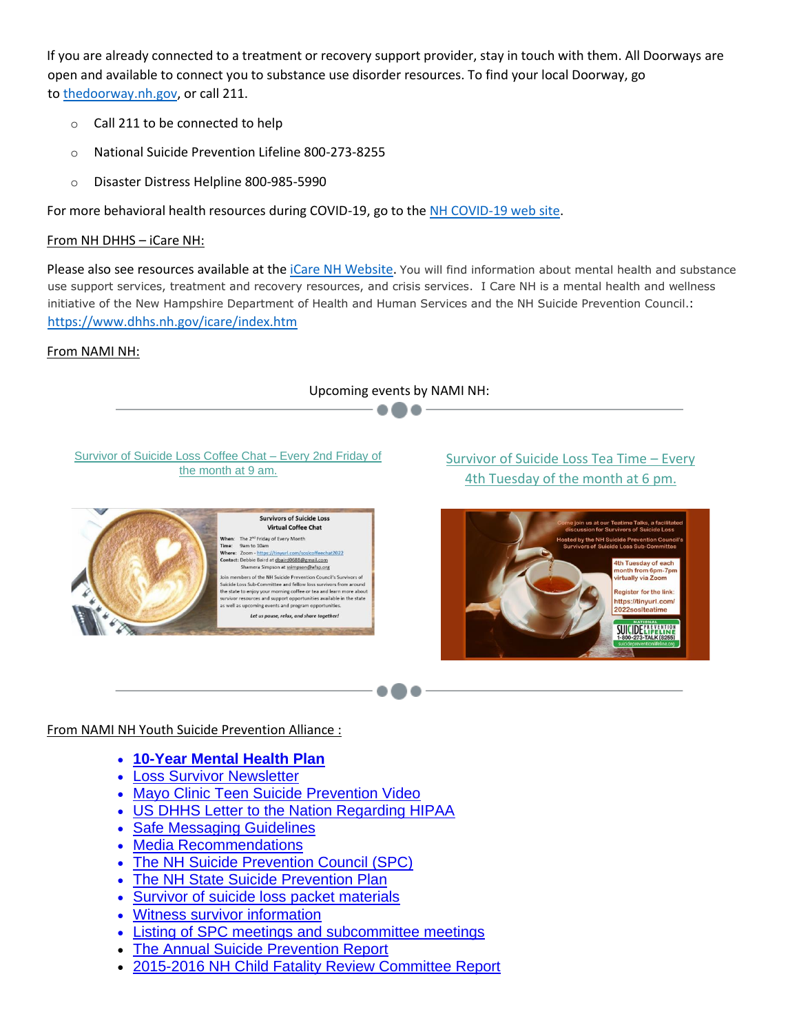If you are already connected to a treatment or recovery support provider, stay in touch with them. All Doorways are open and available to connect you to substance use disorder resources. To find your local Doorway, go to thedoorway.nh.gov, or call 211.

- Call 211 to be connected to help
- National Suicide Prevention Lifeline 800-273-8255
- Disaster Distress Helpline 800-985-5990

For more behavioral health resources during COVID-19, go to the NH COVID-19 web site.

From NH DHHS – iCare NH:

Please also see resources available at the iCare NH Website. You will find information about mental health and substance use support services, treatment and recovery resources, and crisis services. I Care NH is a mental health and wellness initiative of the New Hampshire Department of Health and Human Services and the NH Suicide Prevention Council.: https://www.dhhs.nh.gov/icare/index.htm

From NAMI NH:

Upcoming events by NAMI NH:

Survivor of Suicide Loss Coffee Chat – Every 2nd Friday of the month at 9 am.

Survivor of Suicide Loss Tea Time – Every 4th Tuesday of the month at 6 pm.

From NAMI NH Youth Suicide Prevention Alliance :

- **10-Year Mental Health Plan**
- Loss Survivor Newsletter
- Mayo Clinic Teen Suicide Prevention Video
- US DHHS Letter to the Nation Regarding HIPAA
- Safe Messaging Guidelines
- Media Recommendations
- The NH Suicide Prevention Council (SPC)
- The NH State Suicide Prevention Plan
- Survivor of suicide loss packet materials
- Witness survivor information
- Listing of SPC meetings and subcommittee meetings
- The Annual Suicide Prevention Report
- 2015-2016 NH Child Fatality Review Committee Report